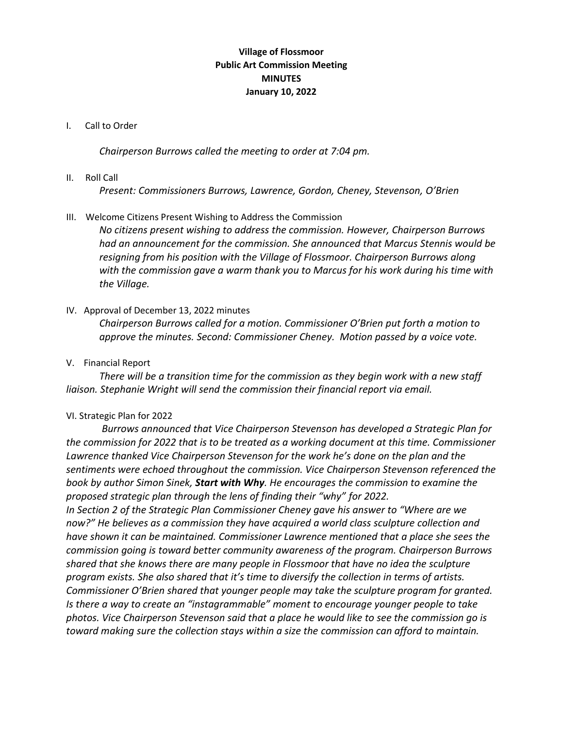**Village of Flossmoor**
**Public Art Commission Meeting**
**MINUTES**
**January 10, 2022**

I. Call to Order

*Chairperson Burrows called the meeting to order at 7:04 pm.*

II. Roll Call

*Present: Commissioners Burrows, Lawrence, Gordon, Cheney, Stevenson, O'Brien*

III. Welcome Citizens Present Wishing to Address the Commission

*No citizens present wishing to address the commission. However, Chairperson Burrows had an announcement for the commission. She announced that Marcus Stennis would be resigning from his position with the Village of Flossmoor. Chairperson Burrows along with the commission gave a warm thank you to Marcus for his work during his time with the Village.*

IV. Approval of December 13, 2022 minutes

*Chairperson Burrows called for a motion. Commissioner O'Brien put forth a motion to approve the minutes. Second: Commissioner Cheney. Motion passed by a voice vote.*

V. Financial Report

*There will be a transition time for the commission as they begin work with a new staff liaison. Stephanie Wright will send the commission their financial report via email.*

VI. Strategic Plan for 2022

*Burrows announced that Vice Chairperson Stevenson has developed a Strategic Plan for the commission for 2022 that is to be treated as a working document at this time. Commissioner Lawrence thanked Vice Chairperson Stevenson for the work he's done on the plan and the sentiments were echoed throughout the commission. Vice Chairperson Stevenson referenced the book by author Simon Sinek,* ***Start with Why****. He encourages the commission to examine the proposed strategic plan through the lens of finding their "why" for 2022.*

*In Section 2 of the Strategic Plan Commissioner Cheney gave his answer to "Where are we now?" He believes as a commission they have acquired a world class sculpture collection and have shown it can be maintained. Commissioner Lawrence mentioned that a place she sees the commission going is toward better community awareness of the program. Chairperson Burrows shared that she knows there are many people in Flossmoor that have no idea the sculpture program exists. She also shared that it's time to diversify the collection in terms of artists. Commissioner O'Brien shared that younger people may take the sculpture program for granted. Is there a way to create an "instagrammable" moment to encourage younger people to take photos. Vice Chairperson Stevenson said that a place he would like to see the commission go is toward making sure the collection stays within a size the commission can afford to maintain.*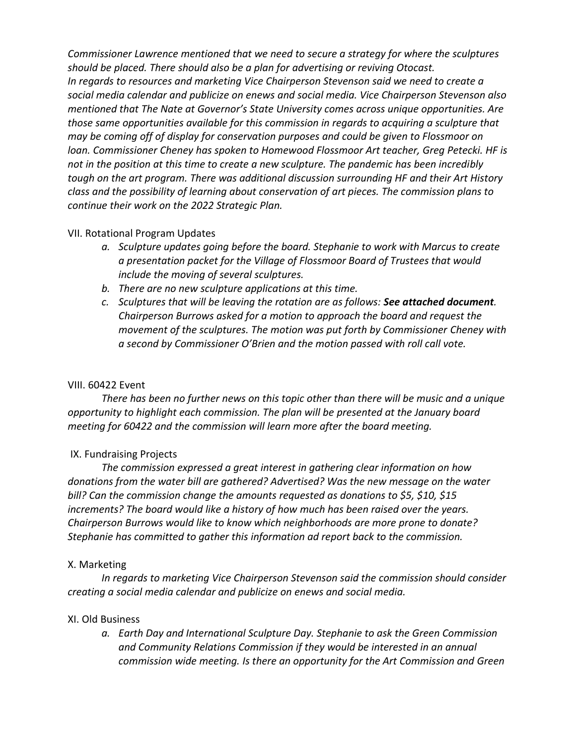*Commissioner Lawrence mentioned that we need to secure a strategy for where the sculptures should be placed. There should also be a plan for advertising or reviving Otocast. In regards to resources and marketing Vice Chairperson Stevenson said we need to create a social media calendar and publicize on enews and social media. Vice Chairperson Stevenson also mentioned that The Nate at Governor's State University comes across unique opportunities. Are those same opportunities available for this commission in regards to acquiring a sculpture that may be coming off of display for conservation purposes and could be given to Flossmoor on loan. Commissioner Cheney has spoken to Homewood Flossmoor Art teacher, Greg Petecki. HF is not in the position at this time to create a new sculpture. The pandemic has been incredibly tough on the art program. There was additional discussion surrounding HF and their Art History class and the possibility of learning about conservation of art pieces. The commission plans to continue their work on the 2022 Strategic Plan.*

VII. Rotational Program Updates

a. *Sculpture updates going before the board. Stephanie to work with Marcus to create a presentation packet for the Village of Flossmoor Board of Trustees that would include the moving of several sculptures.*
b. *There are no new sculpture applications at this time.*
c. *Sculptures that will be leaving the rotation are as follows: **See attached document**. Chairperson Burrows asked for a motion to approach the board and request the movement of the sculptures. The motion was put forth by Commissioner Cheney with a second by Commissioner O'Brien and the motion passed with roll call vote.*

VIII. 60422 Event

*There has been no further news on this topic other than there will be music and a unique opportunity to highlight each commission. The plan will be presented at the January board meeting for 60422 and the commission will learn more after the board meeting.*

IX. Fundraising Projects

*The commission expressed a great interest in gathering clear information on how donations from the water bill are gathered? Advertised? Was the new message on the water bill? Can the commission change the amounts requested as donations to $5, $10, $15 increments? The board would like a history of how much has been raised over the years. Chairperson Burrows would like to know which neighborhoods are more prone to donate? Stephanie has committed to gather this information ad report back to the commission.*

X. Marketing

*In regards to marketing Vice Chairperson Stevenson said the commission should consider creating a social media calendar and publicize on enews and social media.*

XI. Old Business

a. *Earth Day and International Sculpture Day. Stephanie to ask the Green Commission and Community Relations Commission if they would be interested in an annual commission wide meeting. Is there an opportunity for the Art Commission and Green*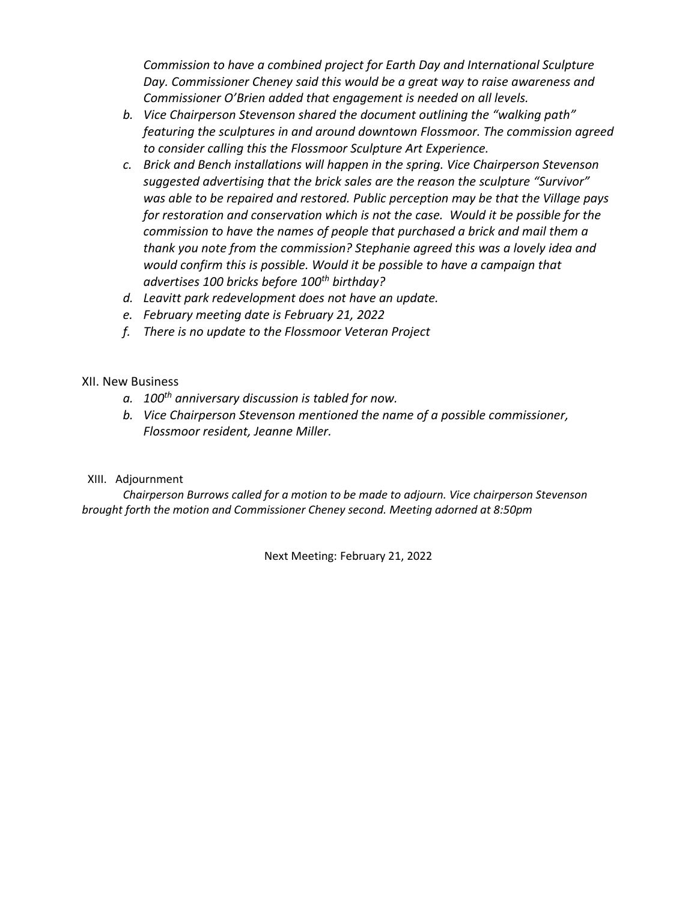*Commission to have a combined project for Earth Day and International Sculpture Day. Commissioner Cheney said this would be a great way to raise awareness and Commissioner O'Brien added that engagement is needed on all levels.*

- *b. Vice Chairperson Stevenson shared the document outlining the "walking path" featuring the sculptures in and around downtown Flossmoor. The commission agreed to consider calling this the Flossmoor Sculpture Art Experience.*
- *c. Brick and Bench installations will happen in the spring. Vice Chairperson Stevenson suggested advertising that the brick sales are the reason the sculpture "Survivor" was able to be repaired and restored. Public perception may be that the Village pays for restoration and conservation which is not the case. Would it be possible for the commission to have the names of people that purchased a brick and mail them a thank you note from the commission? Stephanie agreed this was a lovely idea and would confirm this is possible. Would it be possible to have a campaign that advertises 100 bricks before 100th birthday?*
- *d. Leavitt park redevelopment does not have an update.*
- *e. February meeting date is February 21, 2022*
- *f. There is no update to the Flossmoor Veteran Project*

XII. New Business

- *a. 100th anniversary discussion is tabled for now.*
- *b. Vice Chairperson Stevenson mentioned the name of a possible commissioner, Flossmoor resident, Jeanne Miller.*

XIII. Adjournment

*Chairperson Burrows called for a motion to be made to adjourn. Vice chairperson Stevenson brought forth the motion and Commissioner Cheney second. Meeting adorned at 8:50pm*

Next Meeting: February 21, 2022